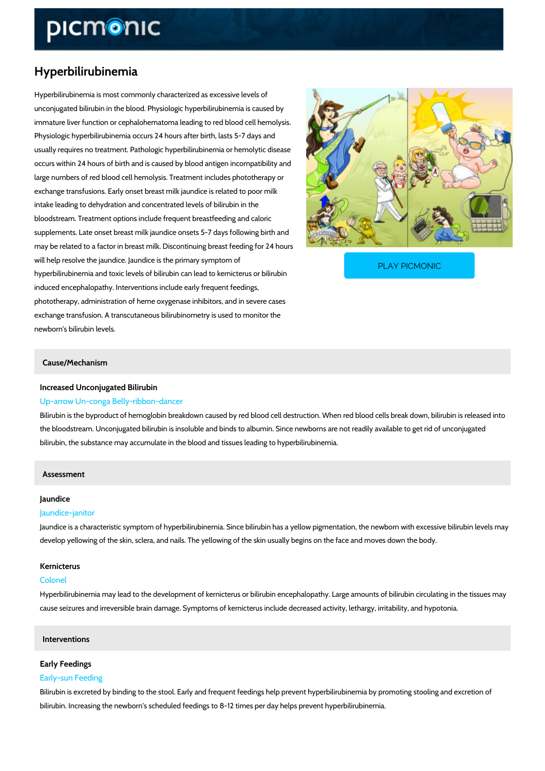# Hyperbilirubinemia

Hyperbilirubinemia is most commonly characterized as excessive levels of unconjugated bilirubin in the blood. Physiologic hyperbilirubinemia is caused by immature liver function or cephalohematoma leading to red blood cell hemolysis. Physiologic hyperbilirubinemia occurs 24 hours after birth, lasts 5-7 days and usually requires no treatment. Pathologic hyperbilirubinemia or hemolytic disease occurs within 24 hours of birth and is caused by blood antigen incompatibility and large numbers of red blood cell hemolysis. Treatment includes phototherapy or exchange transfusions. Early onset breast milk jaundice is related to poor milk intake leading to dehydration and concentrated levels of bilirubin in the bloodstream. Treatment options include frequent breastfeeding and caloric supplements. Late onset breast milk jaundice onsets 5-7 days following birth and may be related to a factor in breast milk. Discontinuing breast feeding for 24 hours will help resolve the jaundice. Jaundice is the primary symptom of hyperbilirubinemia and toxic levels of bilirubin can lead to kernicterus or bilirubin induced encephalopathy. Interventions include early frequent feedings, phototherapy, administration of heme oxygenase inhibitors, and in severe cases exchange transfusion. A transcutaneous bilirubinometry is used to monitor the newborn's bilirubin levels.

PLAY PICMONIC

## Cause/Mechanism

### Increased Unconjugated Bilirubin

Up-arrow Un-conga Belly-ribbon-dancer

Bilirubin is the byproduct of hemoglobin breakdown caused by red blood cell destruction. When red blood cells break down, bilirubin is released into the bloodstream. Unconjugated bilirubin is insoluble and binds to albumin. Since newborns are not readily available to get rid of unconjugated bilirubin, the substance may accumulate in the blood and tissues leading to hyperbilirubinemia.

## Assessment

### Jaundice

Jaundice-janitor

Jaundice is a characteristic symptom of hyperbilirubinemia. Since bilirubin has a yellow pigmentation, the newborn with excessive bilirubin levels may develop yellowing of the skin, sclera, and nails. The yellowing of the skin usually begins on the face and moves down the body.

### Kernicterus

Colonel

Hyperbilirubinemia may lead to the development of kernicterus or bilirubin encephalopathy. Large amounts of bilirubin circulating in the tissues may cause seizures and irreversible brain damage. Symptoms of kernicterus include decreased activity, lethargy, irritability, and hypotonia.

## Interventions

### Early Feedings

Early-sun Feeding

Bilirubin is excreted by binding to the stool. Early and frequent feedings help prevent hyperbilirubinemia by promoting stooling and excretion of bilirubin. Increasing the newborn's scheduled feedings to 8-12 times per day helps prevent hyperbilirubinemia.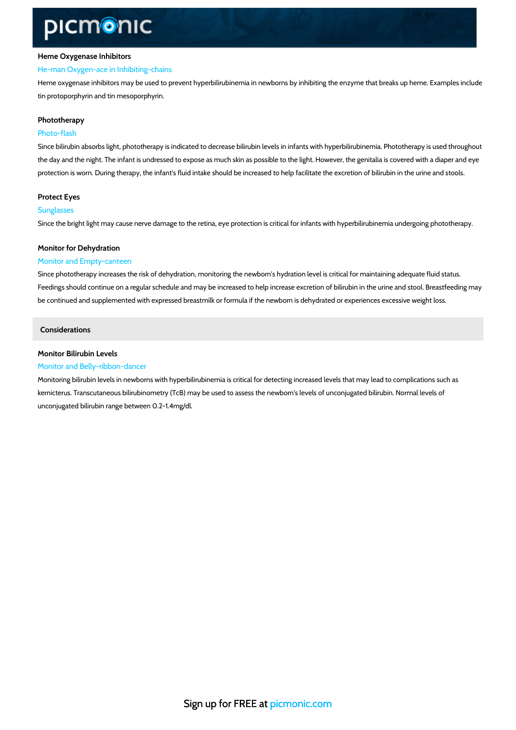### Heme Oxygenase Inhibitors

He-man Oxygen-ace in Inhibiting-chains

Heme oxygenase inhibitors may be used to prevent hyperbilirubinemia in newborns by inhibiting the enzyme that breaks up heme. Examples include tin protoporphyrin and tin mesoporphyrin.

### Phototherapy

Photo-flash

Since bilirubin absorbs light, phototherapy is indicated to decrease bilirubin levels in infants with hyperbilirubinemia. Phototherapy is used throughout the day and the night. The infant is undressed to expose as much skin as possible to the light. However, the genitalia is covered with a diaper and eye protection is worn. During therapy, the infant's fluid intake should be increased to help facilitate the excretion of bilirubin in the urine and stools.

### Protect Eyes

Sunglasses

Since the bright light may cause nerve damage to the retina, eye protection is critical for infants with hyperbilirubinemia undergoing phototherapy.

### Monitor for Dehydration

Monitor and Empty-canteen

Since phototherapy increases the risk of dehydration, monitoring the newborn's hydration level is critical for maintaining adequate fluid status. Feedings should continue on a regular schedule and may be increased to help increase excretion of bilirubin in the urine and stool. Breastfeeding may be continued and supplemented with expressed breastmilk or formula if the newborn is dehydrated or experiences excessive weight loss.

## Considerations

### Monitor Bilirubin Levels

Monitor and Belly-ribbon-dancer

Monitoring bilirubin levels in newborns with hyperbilirubinemia is critical for detecting increased levels that may lead to complications such as kernicterus. Transcutaneous bilirubinometry (TcB) may be used to assess the newborn's levels of unconjugated bilirubin. Normal levels of unconjugated bilirubin range between 0.2-1.4mg/dl.

Sign up for FREE at picmonic.com